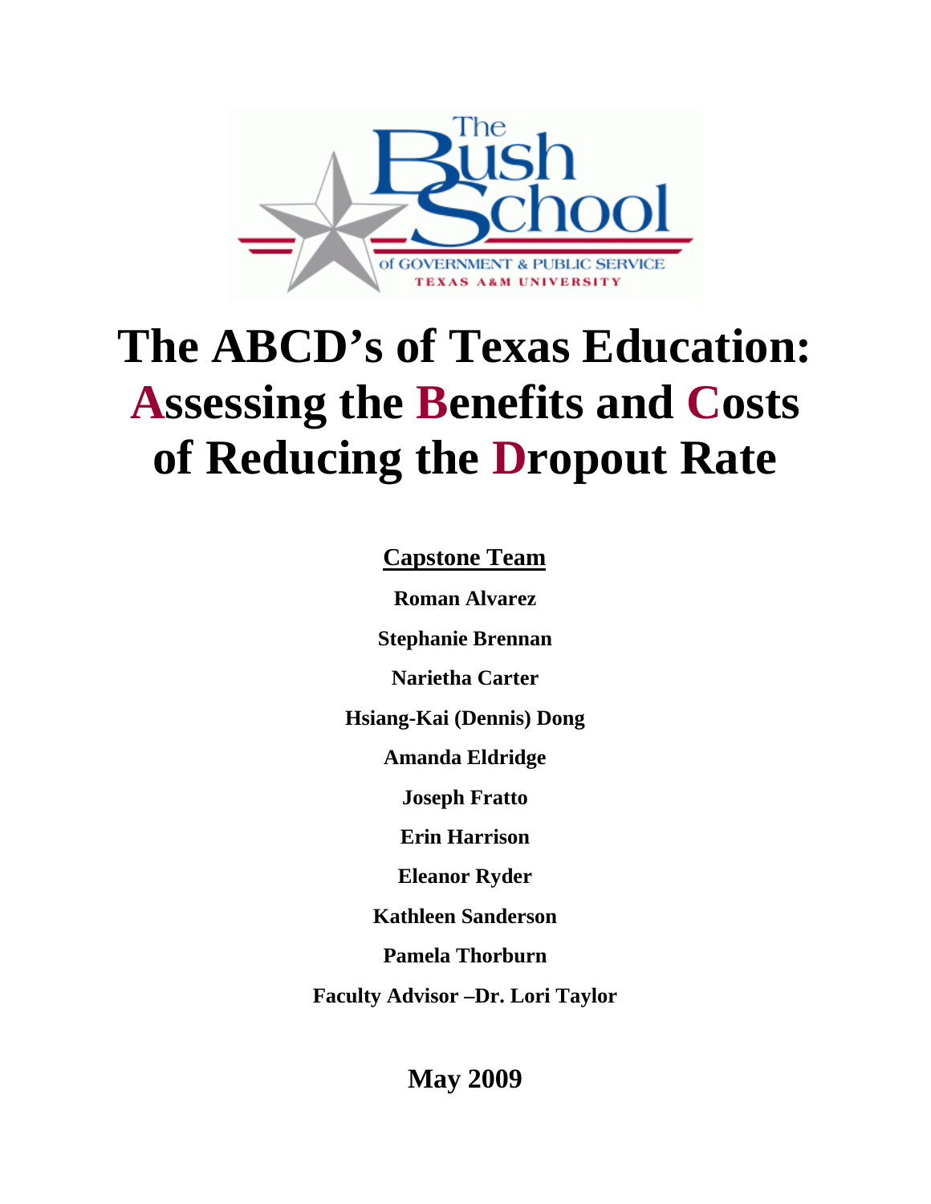# The ABCD's of Texas Education: Assessing the Benefits and Costs of Reducing the Dropout Rate

**Capstone Team**

**Roman Alvarez**

**Stephanie Brennan**

**Narietha Carter**

**Hsiang-Kai (Dennis) Dong**

**Amanda Eldridge**

**Joseph Fratto**

**Erin Harrison**

**Eleanor Ryder**

**Kathleen Sanderson**

**Pamela Thorburn**

**Faculty Advisor –Dr. Lori Taylor**

**May 2009**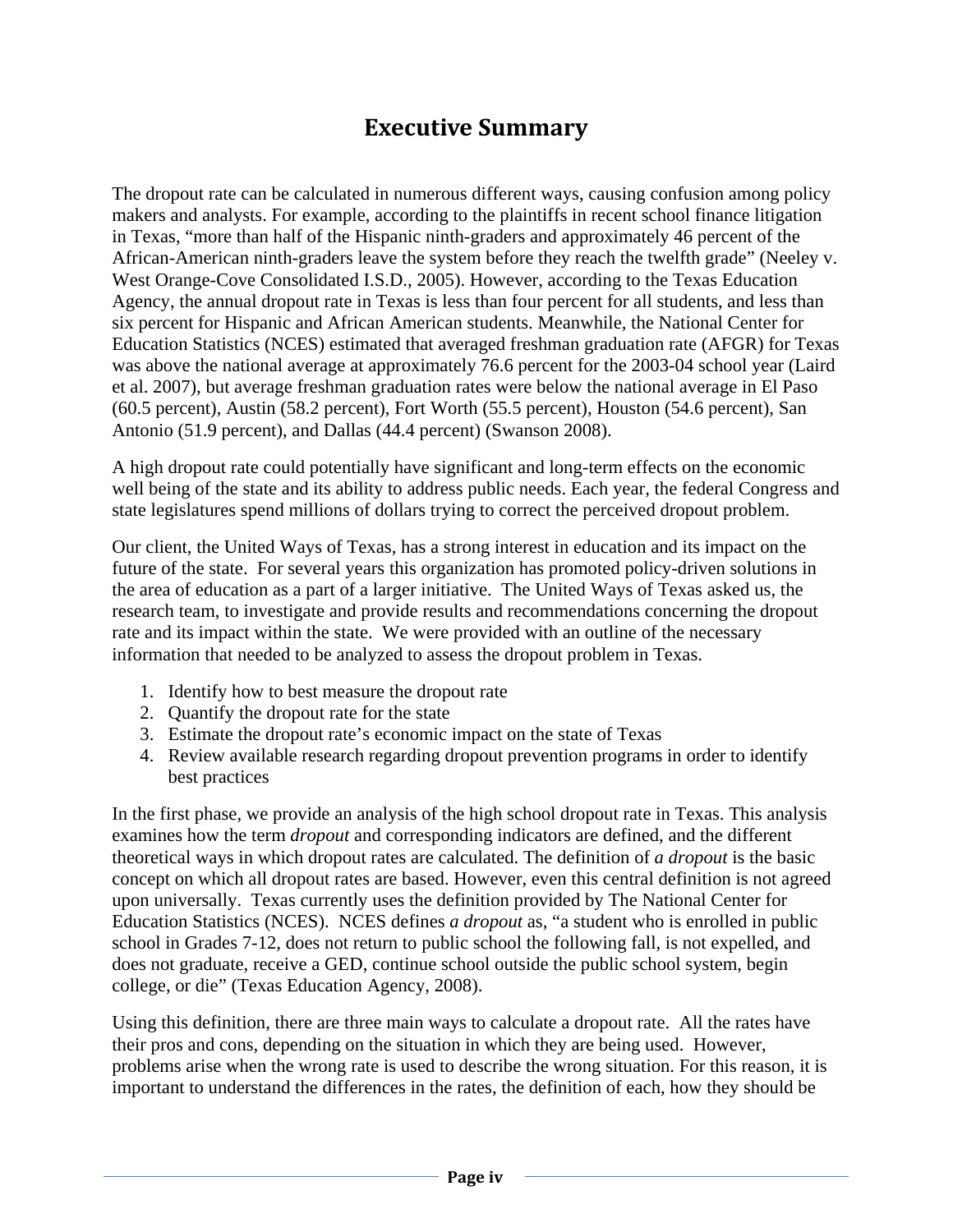# Executive Summary

The dropout rate can be calculated in numerous different ways, causing confusion among policy makers and analysts. For example, according to the plaintiffs in recent school finance litigation in Texas, "more than half of the Hispanic ninth-graders and approximately 46 percent of the African-American ninth-graders leave the system before they reach the twelfth grade" (Neeley v. West Orange-Cove Consolidated I.S.D., 2005). However, according to the Texas Education Agency, the annual dropout rate in Texas is less than four percent for all students, and less than six percent for Hispanic and African American students. Meanwhile, the National Center for Education Statistics (NCES) estimated that averaged freshman graduation rate (AFGR) for Texas was above the national average at approximately 76.6 percent for the 2003-04 school year (Laird et al. 2007), but average freshman graduation rates were below the national average in El Paso (60.5 percent), Austin (58.2 percent), Fort Worth (55.5 percent), Houston (54.6 percent), San Antonio (51.9 percent), and Dallas (44.4 percent) (Swanson 2008).

A high dropout rate could potentially have significant and long-term effects on the economic well being of the state and its ability to address public needs. Each year, the federal Congress and state legislatures spend millions of dollars trying to correct the perceived dropout problem.

Our client, the United Ways of Texas, has a strong interest in education and its impact on the future of the state. For several years this organization has promoted policy-driven solutions in the area of education as a part of a larger initiative. The United Ways of Texas asked us, the research team, to investigate and provide results and recommendations concerning the dropout rate and its impact within the state. We were provided with an outline of the necessary information that needed to be analyzed to assess the dropout problem in Texas.

1. Identify how to best measure the dropout rate
2. Quantify the dropout rate for the state
3. Estimate the dropout rate's economic impact on the state of Texas
4. Review available research regarding dropout prevention programs in order to identify best practices

In the first phase, we provide an analysis of the high school dropout rate in Texas. This analysis examines how the term *dropout* and corresponding indicators are defined, and the different theoretical ways in which dropout rates are calculated. The definition of *a dropout* is the basic concept on which all dropout rates are based. However, even this central definition is not agreed upon universally. Texas currently uses the definition provided by The National Center for Education Statistics (NCES). NCES defines *a dropout* as, "a student who is enrolled in public school in Grades 7-12, does not return to public school the following fall, is not expelled, and does not graduate, receive a GED, continue school outside the public school system, begin college, or die" (Texas Education Agency, 2008).

Using this definition, there are three main ways to calculate a dropout rate. All the rates have their pros and cons, depending on the situation in which they are being used. However, problems arise when the wrong rate is used to describe the wrong situation. For this reason, it is important to understand the differences in the rates, the definition of each, how they should be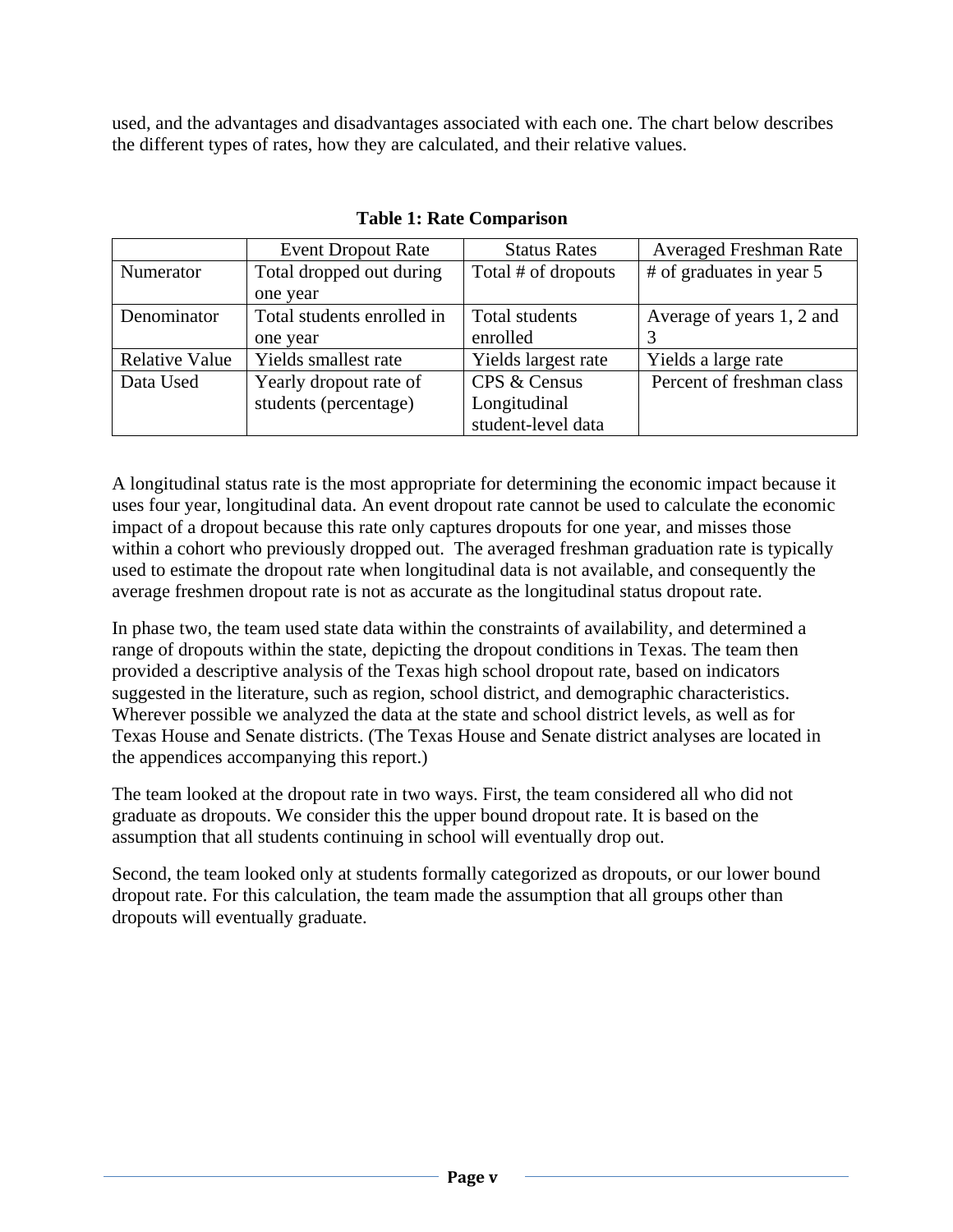used, and the advantages and disadvantages associated with each one. The chart below describes the different types of rates, how they are calculated, and their relative values.

**Table 1: Rate Comparison**

| | Event Dropout Rate | Status Rates | Averaged Freshman Rate |
|---|---|---|---|
| Numerator | Total dropped out during one year | Total # of dropouts | # of graduates in year 5 |
| Denominator | Total students enrolled in one year | Total students enrolled | Average of years 1, 2 and 3 |
| Relative Value | Yields smallest rate | Yields largest rate | Yields a large rate |
| Data Used | Yearly dropout rate of students (percentage) | CPS & Census Longitudinal student-level data | Percent of freshman class |

A longitudinal status rate is the most appropriate for determining the economic impact because it uses four year, longitudinal data. An event dropout rate cannot be used to calculate the economic impact of a dropout because this rate only captures dropouts for one year, and misses those within a cohort who previously dropped out. The averaged freshman graduation rate is typically used to estimate the dropout rate when longitudinal data is not available, and consequently the average freshmen dropout rate is not as accurate as the longitudinal status dropout rate.

In phase two, the team used state data within the constraints of availability, and determined a range of dropouts within the state, depicting the dropout conditions in Texas. The team then provided a descriptive analysis of the Texas high school dropout rate, based on indicators suggested in the literature, such as region, school district, and demographic characteristics. Wherever possible we analyzed the data at the state and school district levels, as well as for Texas House and Senate districts. (The Texas House and Senate district analyses are located in the appendices accompanying this report.)

The team looked at the dropout rate in two ways. First, the team considered all who did not graduate as dropouts. We consider this the upper bound dropout rate. It is based on the assumption that all students continuing in school will eventually drop out.

Second, the team looked only at students formally categorized as dropouts, or our lower bound dropout rate. For this calculation, the team made the assumption that all groups other than dropouts will eventually graduate.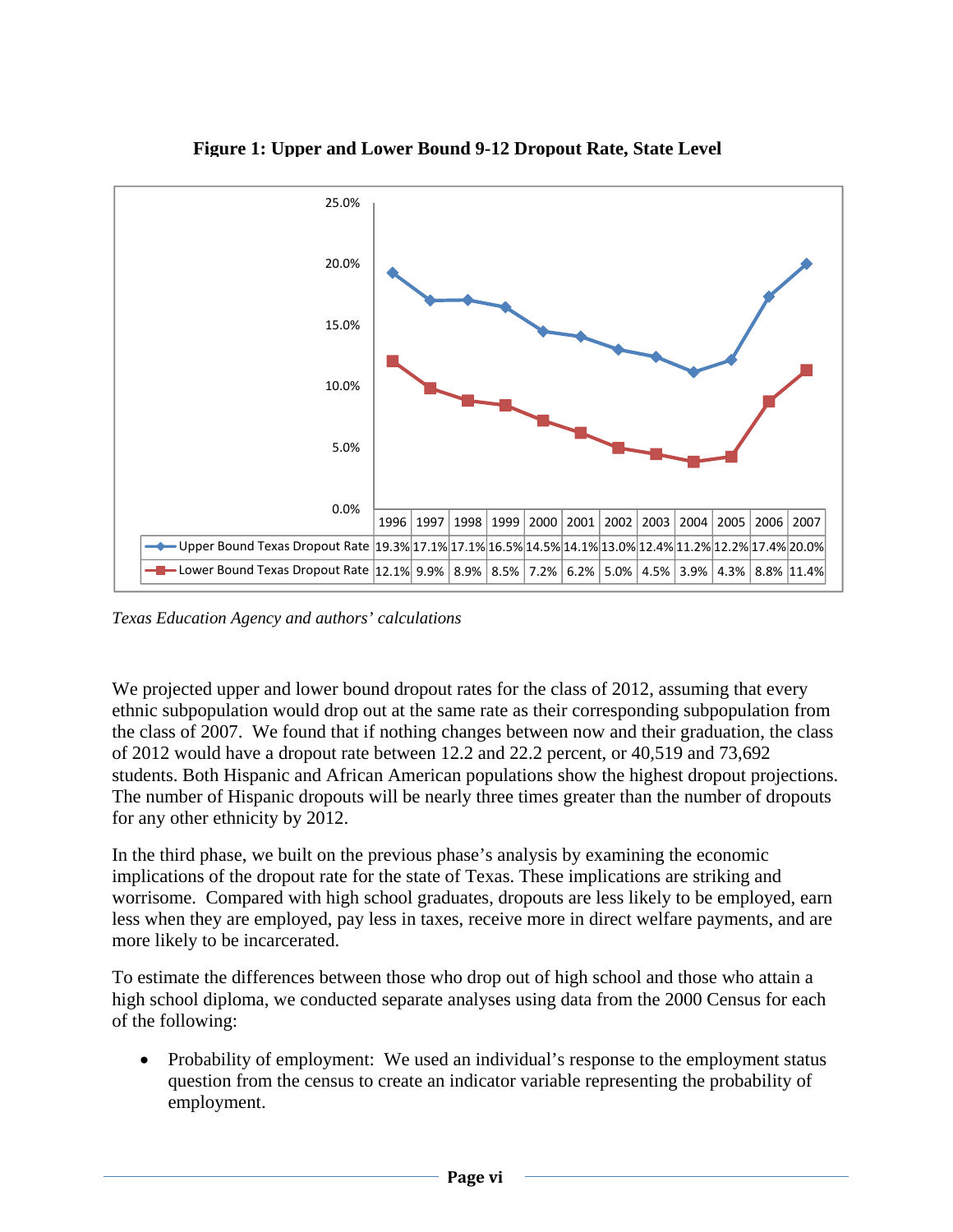**Figure 1: Upper and Lower Bound 9-12 Dropout Rate, State Level**

| | 1996 | 1997 | 1998 | 1999 | 2000 | 2001 | 2002 | 2003 | 2004 | 2005 | 2006 | 2007 |
|---|---|---|---|---|---|---|---|---|---|---|---|---|
| Upper Bound Texas Dropout Rate | 19.3% | 17.1% | 17.1% | 16.5% | 14.5% | 14.1% | 13.0% | 12.4% | 11.2% | 12.2% | 17.4% | 20.0% |
| Lower Bound Texas Dropout Rate | 12.1% | 9.9% | 8.9% | 8.5% | 7.2% | 6.2% | 5.0% | 4.5% | 3.9% | 4.3% | 8.8% | 11.4% |

*Texas Education Agency and authors' calculations*

We projected upper and lower bound dropout rates for the class of 2012, assuming that every ethnic subpopulation would drop out at the same rate as their corresponding subpopulation from the class of 2007. We found that if nothing changes between now and their graduation, the class of 2012 would have a dropout rate between 12.2 and 22.2 percent, or 40,519 and 73,692 students. Both Hispanic and African American populations show the highest dropout projections. The number of Hispanic dropouts will be nearly three times greater than the number of dropouts for any other ethnicity by 2012.

In the third phase, we built on the previous phase's analysis by examining the economic implications of the dropout rate for the state of Texas. These implications are striking and worrisome. Compared with high school graduates, dropouts are less likely to be employed, earn less when they are employed, pay less in taxes, receive more in direct welfare payments, and are more likely to be incarcerated.

To estimate the differences between those who drop out of high school and those who attain a high school diploma, we conducted separate analyses using data from the 2000 Census for each of the following:

- Probability of employment: We used an individual's response to the employment status question from the census to create an indicator variable representing the probability of employment.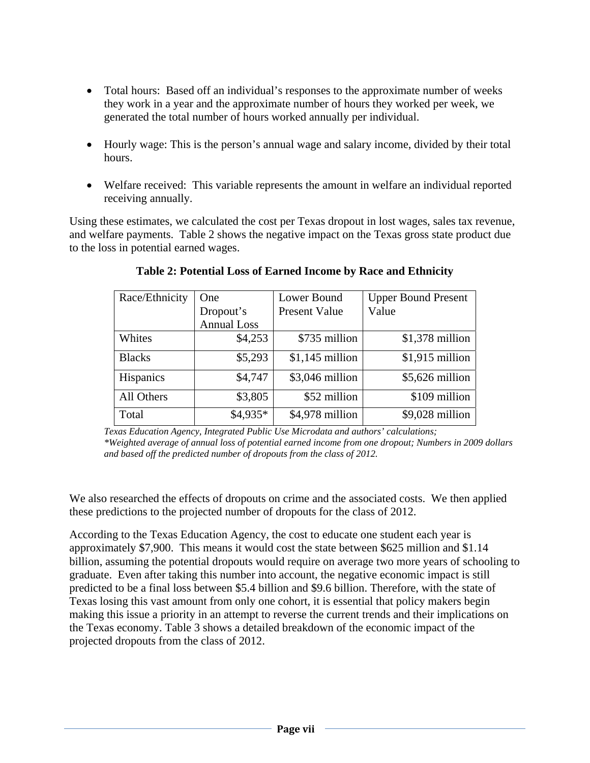- Total hours: Based off an individual's responses to the approximate number of weeks they work in a year and the approximate number of hours they worked per week, we generated the total number of hours worked annually per individual.

- Hourly wage: This is the person's annual wage and salary income, divided by their total hours.

- Welfare received: This variable represents the amount in welfare an individual reported receiving annually.

Using these estimates, we calculated the cost per Texas dropout in lost wages, sales tax revenue, and welfare payments. Table 2 shows the negative impact on the Texas gross state product due to the loss in potential earned wages.

**Table 2: Potential Loss of Earned Income by Race and Ethnicity**

| Race/Ethnicity | One Dropout's Annual Loss | Lower Bound Present Value | Upper Bound Present Value |
|---|---|---|---|
| Whites | $4,253 | $735 million | $1,378 million |
| Blacks | $5,293 | $1,145 million | $1,915 million |
| Hispanics | $4,747 | $3,046 million | $5,626 million |
| All Others | $3,805 | $52 million | $109 million |
| Total | $4,935* | $4,978 million | $9,028 million |

*Texas Education Agency, Integrated Public Use Microdata and authors' calculations;*
*\*Weighted average of annual loss of potential earned income from one dropout; Numbers in 2009 dollars and based off the predicted number of dropouts from the class of 2012.*

We also researched the effects of dropouts on crime and the associated costs. We then applied these predictions to the projected number of dropouts for the class of 2012.

According to the Texas Education Agency, the cost to educate one student each year is approximately $7,900. This means it would cost the state between $625 million and $1.14 billion, assuming the potential dropouts would require on average two more years of schooling to graduate. Even after taking this number into account, the negative economic impact is still predicted to be a final loss between $5.4 billion and $9.6 billion. Therefore, with the state of Texas losing this vast amount from only one cohort, it is essential that policy makers begin making this issue a priority in an attempt to reverse the current trends and their implications on the Texas economy. Table 3 shows a detailed breakdown of the economic impact of the projected dropouts from the class of 2012.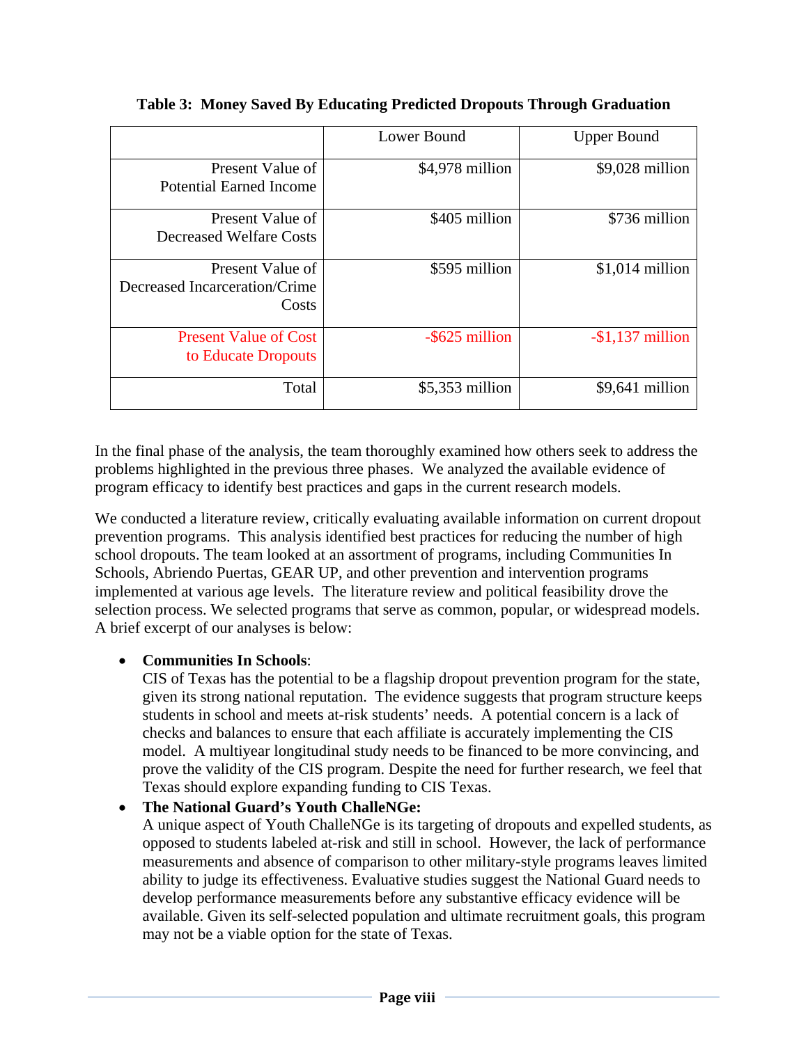**Table 3: Money Saved By Educating Predicted Dropouts Through Graduation**

| | Lower Bound | Upper Bound |
|---|---|---|
| Present Value of Potential Earned Income | $4,978 million | $9,028 million |
| Present Value of Decreased Welfare Costs | $405 million | $736 million |
| Present Value of Decreased Incarceration/Crime Costs | $595 million | $1,014 million |
| Present Value of Cost to Educate Dropouts | -$625 million | -$1,137 million |
| Total | $5,353 million | $9,641 million |

In the final phase of the analysis, the team thoroughly examined how others seek to address the problems highlighted in the previous three phases. We analyzed the available evidence of program efficacy to identify best practices and gaps in the current research models.

We conducted a literature review, critically evaluating available information on current dropout prevention programs. This analysis identified best practices for reducing the number of high school dropouts. The team looked at an assortment of programs, including Communities In Schools, Abriendo Puertas, GEAR UP, and other prevention and intervention programs implemented at various age levels. The literature review and political feasibility drove the selection process. We selected programs that serve as common, popular, or widespread models. A brief excerpt of our analyses is below:

- **Communities In Schools**:
  CIS of Texas has the potential to be a flagship dropout prevention program for the state, given its strong national reputation. The evidence suggests that program structure keeps students in school and meets at-risk students' needs. A potential concern is a lack of checks and balances to ensure that each affiliate is accurately implementing the CIS model. A multiyear longitudinal study needs to be financed to be more convincing, and prove the validity of the CIS program. Despite the need for further research, we feel that Texas should explore expanding funding to CIS Texas.
- **The National Guard's Youth ChalleNGe:**
  A unique aspect of Youth ChalleNGe is its targeting of dropouts and expelled students, as opposed to students labeled at-risk and still in school. However, the lack of performance measurements and absence of comparison to other military-style programs leaves limited ability to judge its effectiveness. Evaluative studies suggest the National Guard needs to develop performance measurements before any substantive efficacy evidence will be available. Given its self-selected population and ultimate recruitment goals, this program may not be a viable option for the state of Texas.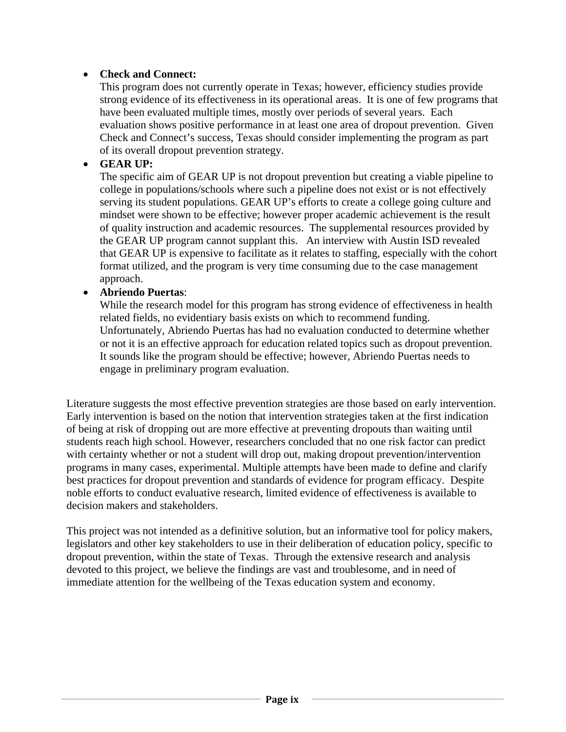- **Check and Connect:**
  This program does not currently operate in Texas; however, efficiency studies provide strong evidence of its effectiveness in its operational areas. It is one of few programs that have been evaluated multiple times, mostly over periods of several years. Each evaluation shows positive performance in at least one area of dropout prevention. Given Check and Connect's success, Texas should consider implementing the program as part of its overall dropout prevention strategy.
- **GEAR UP:**
  The specific aim of GEAR UP is not dropout prevention but creating a viable pipeline to college in populations/schools where such a pipeline does not exist or is not effectively serving its student populations. GEAR UP's efforts to create a college going culture and mindset were shown to be effective; however proper academic achievement is the result of quality instruction and academic resources. The supplemental resources provided by the GEAR UP program cannot supplant this. An interview with Austin ISD revealed that GEAR UP is expensive to facilitate as it relates to staffing, especially with the cohort format utilized, and the program is very time consuming due to the case management approach.
- **Abriendo Puertas**:
  While the research model for this program has strong evidence of effectiveness in health related fields, no evidentiary basis exists on which to recommend funding. Unfortunately, Abriendo Puertas has had no evaluation conducted to determine whether or not it is an effective approach for education related topics such as dropout prevention. It sounds like the program should be effective; however, Abriendo Puertas needs to engage in preliminary program evaluation.

Literature suggests the most effective prevention strategies are those based on early intervention. Early intervention is based on the notion that intervention strategies taken at the first indication of being at risk of dropping out are more effective at preventing dropouts than waiting until students reach high school. However, researchers concluded that no one risk factor can predict with certainty whether or not a student will drop out, making dropout prevention/intervention programs in many cases, experimental. Multiple attempts have been made to define and clarify best practices for dropout prevention and standards of evidence for program efficacy. Despite noble efforts to conduct evaluative research, limited evidence of effectiveness is available to decision makers and stakeholders.

This project was not intended as a definitive solution, but an informative tool for policy makers, legislators and other key stakeholders to use in their deliberation of education policy, specific to dropout prevention, within the state of Texas. Through the extensive research and analysis devoted to this project, we believe the findings are vast and troublesome, and in need of immediate attention for the wellbeing of the Texas education system and economy.